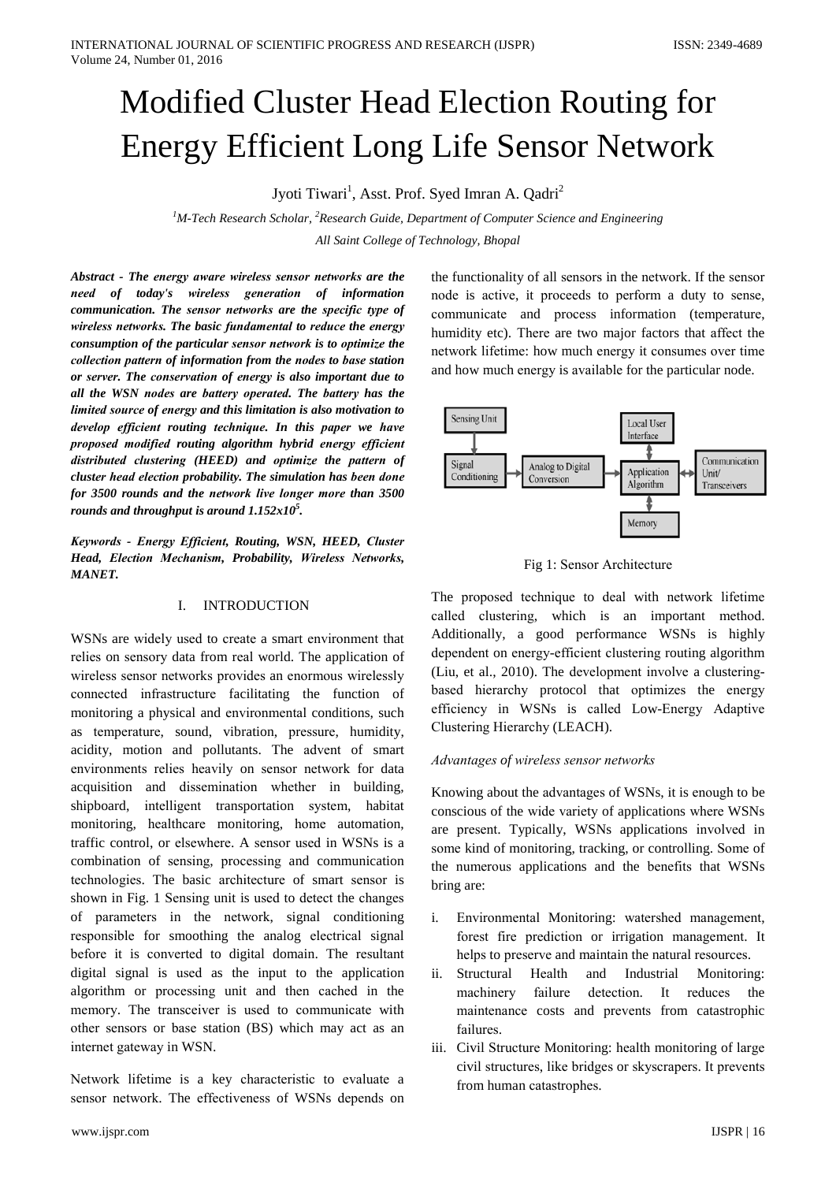# Modified Cluster Head Election Routing for Energy Efficient Long Life Sensor Network

Jyoti Tiwari[1], Asst. Prof. Syed Imran A. Qadri[2]

[1]M-Tech Research Scholar, [2]Research Guide, Department of Computer Science and Engineering

All Saint College of Technology, Bhopal

***Abstract - The energy aware wireless sensor networks are the need of today's wireless generation of information communication. The sensor networks are the specific type of wireless networks. The basic fundamental to reduce the energy consumption of the particular sensor network is to optimize the collection pattern of information from the nodes to base station or server. The conservation of energy is also important due to all the WSN nodes are battery operated. The battery has the limited source of energy and this limitation is also motivation to develop efficient routing technique. In this paper we have proposed modified routing algorithm hybrid energy efficient distributed clustering (HEED) and optimize the pattern of cluster head election probability. The simulation has been done for 3500 rounds and the network live longer more than 3500 rounds and throughput is around $1.152x10^5$.***

***Keywords - Energy Efficient, Routing, WSN, HEED, Cluster Head, Election Mechanism, Probability, Wireless Networks, MANET.***

## I. INTRODUCTION

WSNs are widely used to create a smart environment that relies on sensory data from real world. The application of wireless sensor networks provides an enormous wirelessly connected infrastructure facilitating the function of monitoring a physical and environmental conditions, such as temperature, sound, vibration, pressure, humidity, acidity, motion and pollutants. The advent of smart environments relies heavily on sensor network for data acquisition and dissemination whether in building, shipboard, intelligent transportation system, habitat monitoring, healthcare monitoring, home automation, traffic control, or elsewhere. A sensor used in WSNs is a combination of sensing, processing and communication technologies. The basic architecture of smart sensor is shown in Fig. 1 Sensing unit is used to detect the changes of parameters in the network, signal conditioning responsible for smoothing the analog electrical signal before it is converted to digital domain. The resultant digital signal is used as the input to the application algorithm or processing unit and then cached in the memory. The transceiver is used to communicate with other sensors or base station (BS) which may act as an internet gateway in WSN.

Network lifetime is a key characteristic to evaluate a sensor network. The effectiveness of WSNs depends on the functionality of all sensors in the network. If the sensor node is active, it proceeds to perform a duty to sense, communicate and process information (temperature, humidity etc). There are two major factors that affect the network lifetime: how much energy it consumes over time and how much energy is available for the particular node.

Sensing Unit → Signal Conditioning → Analog to Digital Conversion → Application Algorithm ↔ Communication Unit/ Transceivers; Local User Interface ↔ Application Algorithm; Memory ↔ Application Algorithm

Fig 1: Sensor Architecture

The proposed technique to deal with network lifetime called clustering, which is an important method. Additionally, a good performance WSNs is highly dependent on energy-efficient clustering routing algorithm (Liu, et al., 2010). The development involve a clustering-based hierarchy protocol that optimizes the energy efficiency in WSNs is called Low-Energy Adaptive Clustering Hierarchy (LEACH).

*Advantages of wireless sensor networks*

Knowing about the advantages of WSNs, it is enough to be conscious of the wide variety of applications where WSNs are present. Typically, WSNs applications involved in some kind of monitoring, tracking, or controlling. Some of the numerous applications and the benefits that WSNs bring are:

i. Environmental Monitoring: watershed management, forest fire prediction or irrigation management. It helps to preserve and maintain the natural resources.
ii. Structural Health and Industrial Monitoring: machinery failure detection. It reduces the maintenance costs and prevents from catastrophic failures.
iii. Civil Structure Monitoring: health monitoring of large civil structures, like bridges or skyscrapers. It prevents from human catastrophes.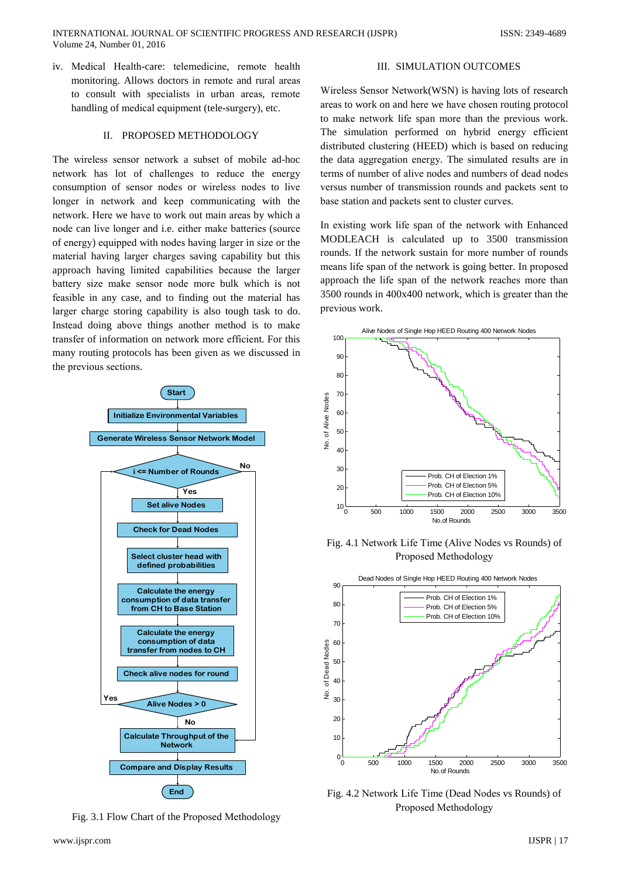iv. Medical Health-care: telemedicine, remote health monitoring. Allows doctors in remote and rural areas to consult with specialists in urban areas, remote handling of medical equipment (tele-surgery), etc.

## II. PROPOSED METHODOLOGY

The wireless sensor network a subset of mobile ad-hoc network has lot of challenges to reduce the energy consumption of sensor nodes or wireless nodes to live longer in network and keep communicating with the network. Here we have to work out main areas by which a node can live longer and i.e. either make batteries (source of energy) equipped with nodes having larger in size or the material having larger charges saving capability but this approach having limited capabilities because the larger battery size make sensor node more bulk which is not feasible in any case, and to finding out the material has larger charge storing capability is also tough task to do. Instead doing above things another method is to make transfer of information on network more efficient. For this many routing protocols has been given as we discussed in the previous sections.

Fig. 3.1 Flow Chart of the Proposed Methodology

## III. SIMULATION OUTCOMES

Wireless Sensor Network(WSN) is having lots of research areas to work on and here we have chosen routing protocol to make network life span more than the previous work. The simulation performed on hybrid energy efficient distributed clustering (HEED) which is based on reducing the data aggregation energy. The simulated results are in terms of number of alive nodes and numbers of dead nodes versus number of transmission rounds and packets sent to base station and packets sent to cluster curves.

In existing work life span of the network with Enhanced MODLEACH is calculated up to 3500 transmission rounds. If the network sustain for more number of rounds means life span of the network is going better. In proposed approach the life span of the network reaches more than 3500 rounds in 400x400 network, which is greater than the previous work.

Fig. 4.1 Network Life Time (Alive Nodes vs Rounds) of Proposed Methodology

Fig. 4.2 Network Life Time (Dead Nodes vs Rounds) of Proposed Methodology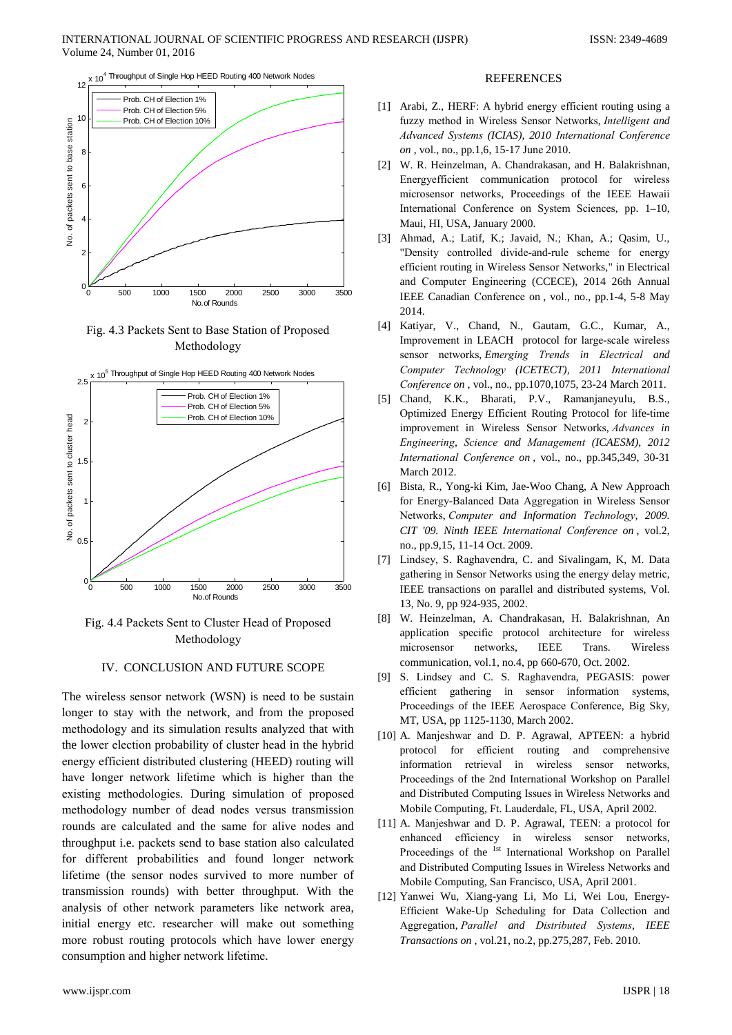Fig. 4.3 Packets Sent to Base Station of Proposed Methodology

Fig. 4.4 Packets Sent to Cluster Head of Proposed Methodology

## IV. CONCLUSION AND FUTURE SCOPE

The wireless sensor network (WSN) is need to be sustain longer to stay with the network, and from the proposed methodology and its simulation results analyzed that with the lower election probability of cluster head in the hybrid energy efficient distributed clustering (HEED) routing will have longer network lifetime which is higher than the existing methodologies. During simulation of proposed methodology number of dead nodes versus transmission rounds are calculated and the same for alive nodes and throughput i.e. packets send to base station also calculated for different probabilities and found longer network lifetime (the sensor nodes survived to more number of transmission rounds) with better throughput. With the analysis of other network parameters like network area, initial energy etc. researcher will make out something more robust routing protocols which have lower energy consumption and higher network lifetime.

## REFERENCES

[1] Arabi, Z., HERF: A hybrid energy efficient routing using a fuzzy method in Wireless Sensor Networks, *Intelligent and Advanced Systems (ICIAS), 2010 International Conference on* , vol., no., pp.1,6, 15-17 June 2010.

[2] W. R. Heinzelman, A. Chandrakasan, and H. Balakrishnan, Energyefficient communication protocol for wireless microsensor networks, Proceedings of the IEEE Hawaii International Conference on System Sciences, pp. 1–10, Maui, HI, USA, January 2000.

[3] Ahmad, A.; Latif, K.; Javaid, N.; Khan, A.; Qasim, U., "Density controlled divide-and-rule scheme for energy efficient routing in Wireless Sensor Networks," in Electrical and Computer Engineering (CCECE), 2014 26th Annual IEEE Canadian Conference on , vol., no., pp.1-4, 5-8 May 2014.

[4] Katiyar, V., Chand, N., Gautam, G.C., Kumar, A., Improvement in LEACH protocol for large-scale wireless sensor networks, *Emerging Trends in Electrical and Computer Technology (ICETECT), 2011 International Conference on* , vol., no., pp.1070,1075, 23-24 March 2011.

[5] Chand, K.K., Bharati, P.V., Ramanjaneyulu, B.S., Optimized Energy Efficient Routing Protocol for life-time improvement in Wireless Sensor Networks, *Advances in Engineering, Science and Management (ICAESM), 2012 International Conference on* , vol., no., pp.345,349, 30-31 March 2012.

[6] Bista, R., Yong-ki Kim, Jae-Woo Chang, A New Approach for Energy-Balanced Data Aggregation in Wireless Sensor Networks, *Computer and Information Technology, 2009. CIT '09. Ninth IEEE International Conference on* , vol.2, no., pp.9,15, 11-14 Oct. 2009.

[7] Lindsey, S. Raghavendra, C. and Sivalingam, K, M. Data gathering in Sensor Networks using the energy delay metric, IEEE transactions on parallel and distributed systems, Vol. 13, No. 9, pp 924-935, 2002.

[8] W. Heinzelman, A. Chandrakasan, H. Balakrishnan, An application specific protocol architecture for wireless microsensor networks, IEEE Trans. Wireless communication, vol.1, no.4, pp 660-670, Oct. 2002.

[9] S. Lindsey and C. S. Raghavendra, PEGASIS: power efficient gathering in sensor information systems, Proceedings of the IEEE Aerospace Conference, Big Sky, MT, USA, pp 1125-1130, March 2002.

[10] A. Manjeshwar and D. P. Agrawal, APTEEN: a hybrid protocol for efficient routing and comprehensive information retrieval in wireless sensor networks, Proceedings of the 2nd International Workshop on Parallel and Distributed Computing Issues in Wireless Networks and Mobile Computing, Ft. Lauderdale, FL, USA, April 2002.

[11] A. Manjeshwar and D. P. Agrawal, TEEN: a protocol for enhanced efficiency in wireless sensor networks, Proceedings of the 1st International Workshop on Parallel and Distributed Computing Issues in Wireless Networks and Mobile Computing, San Francisco, USA, April 2001.

[12] Yanwei Wu, Xiang-yang Li, Mo Li, Wei Lou, Energy-Efficient Wake-Up Scheduling for Data Collection and Aggregation, *Parallel and Distributed Systems, IEEE Transactions on* , vol.21, no.2, pp.275,287, Feb. 2010.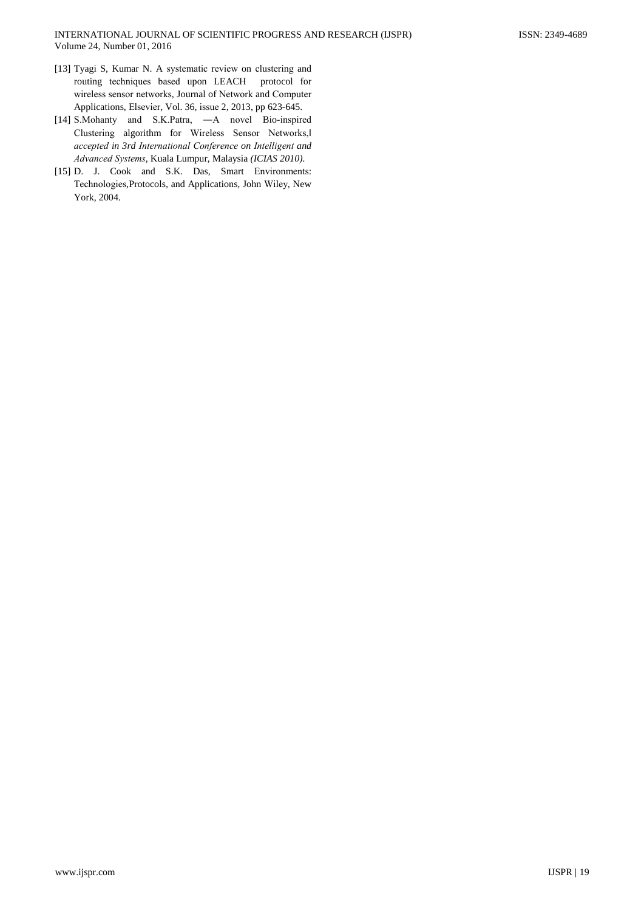[13] Tyagi S, Kumar N. A systematic review on clustering and routing techniques based upon LEACH protocol for wireless sensor networks, Journal of Network and Computer Applications, Elsevier, Vol. 36, issue 2, 2013, pp 623-645.

[14] S.Mohanty and S.K.Patra, ―A novel Bio-inspired Clustering algorithm for Wireless Sensor Networks,‖ *accepted in 3rd International Conference on Intelligent and Advanced Systems*, Kuala Lumpur, Malaysia *(ICIAS 2010)*.

[15] D. J. Cook and S.K. Das, Smart Environments: Technologies,Protocols, and Applications, John Wiley, New York, 2004.